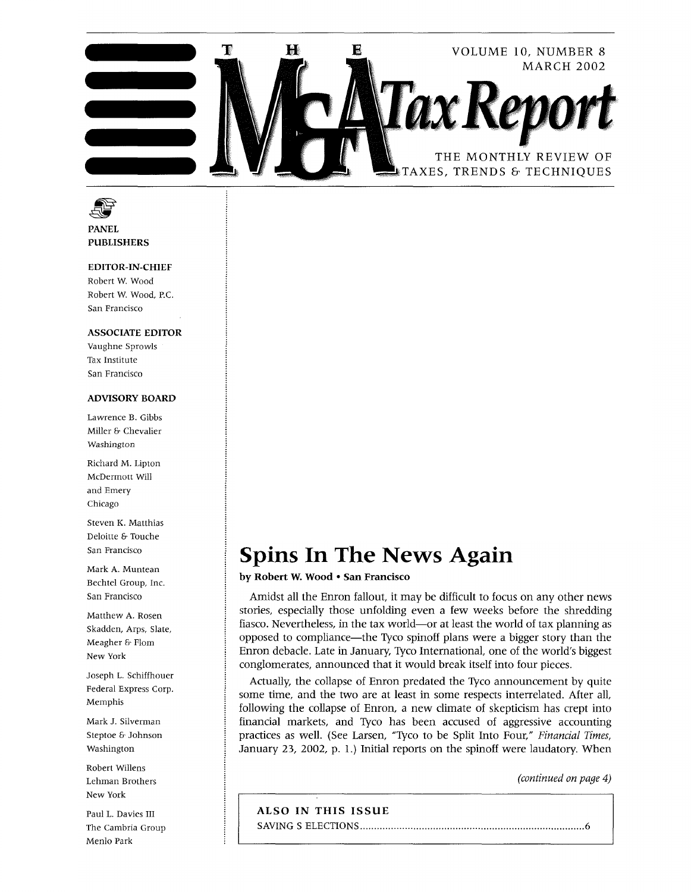# The M&A Tax Report

VOLUME 10, NUMBER 8
MARCH 2002

THE MONTHLY REVIEW OF TAXES, TRENDS & TECHNIQUES

PANEL PUBLISHERS

**EDITOR-IN-CHIEF**
Robert W. Wood
Robert W. Wood, P.C.
San Francisco

**ASSOCIATE EDITOR**
Vaughne Sprowls
Tax Institute
San Francisco

**ADVISORY BOARD**

Lawrence B. Gibbs
Miller & Chevalier
Washington

Richard M. Lipton
McDermott Will and Emery
Chicago

Steven K. Matthias
Deloitte & Touche
San Francisco

Mark A. Muntean
Bechtel Group, Inc.
San Francisco

Matthew A. Rosen
Skadden, Arps, Slate, Meagher & Flom
New York

Joseph L. Schiffhouer
Federal Express Corp.
Memphis

Mark J. Silverman
Steptoe & Johnson
Washington

Robert Willens
Lehman Brothers
New York

Paul L. Davies III
The Cambria Group
Menlo Park

## Spins In The News Again

**by Robert W. Wood • San Francisco**

Amidst all the Enron fallout, it may be difficult to focus on any other news stories, especially those unfolding even a few weeks before the shredding fiasco. Nevertheless, in the tax world—or at least the world of tax planning as opposed to compliance—the Tyco spinoff plans were a bigger story than the Enron debacle. Late in January, Tyco International, one of the world's biggest conglomerates, announced that it would break itself into four pieces.

Actually, the collapse of Enron predated the Tyco announcement by quite some time, and the two are at least in some respects interrelated. After all, following the collapse of Enron, a new climate of skepticism has crept into financial markets, and Tyco has been accused of aggressive accounting practices as well. (See Larsen, "Tyco to be Split Into Four," *Financial Times*, January 23, 2002, p. 1.) Initial reports on the spinoff were laudatory. When

*(continued on page 4)*

**ALSO IN THIS ISSUE**

SAVING S ELECTIONS ....... 6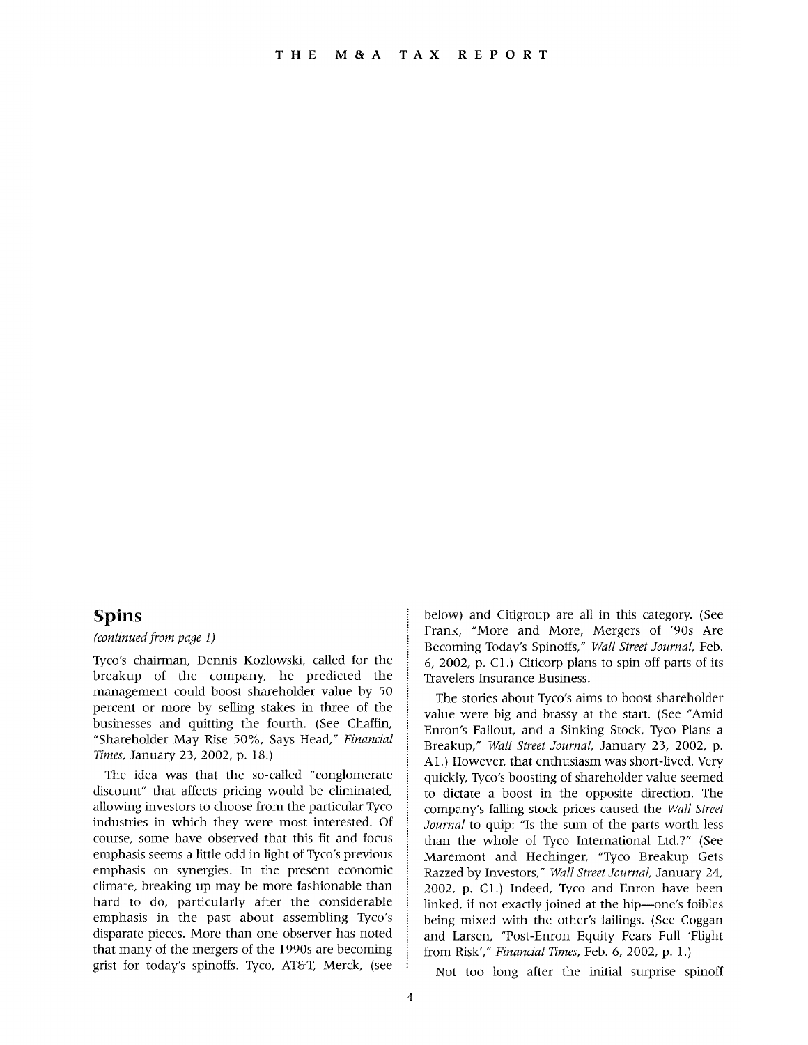## Spins

*(continued from page 1)*

Tyco's chairman, Dennis Kozlowski, called for the breakup of the company, he predicted the management could boost shareholder value by 50 percent or more by selling stakes in three of the businesses and quitting the fourth. (See Chaffin, "Shareholder May Rise 50%, Says Head," *Financial Times*, January 23, 2002, p. 18.)

The idea was that the so-called "conglomerate discount" that affects pricing would be eliminated, allowing investors to choose from the particular Tyco industries in which they were most interested. Of course, some have observed that this fit and focus emphasis seems a little odd in light of Tyco's previous emphasis on synergies. In the present economic climate, breaking up may be more fashionable than hard to do, particularly after the considerable emphasis in the past about assembling Tyco's disparate pieces. More than one observer has noted that many of the mergers of the 1990s are becoming grist for today's spinoffs. Tyco, AT&T, Merck, (see below) and Citigroup are all in this category. (See Frank, "More and More, Mergers of '90s Are Becoming Today's Spinoffs," *Wall Street Journal*, Feb. 6, 2002, p. C1.) Citicorp plans to spin off parts of its Travelers Insurance Business.

The stories about Tyco's aims to boost shareholder value were big and brassy at the start. (See "Amid Enron's Fallout, and a Sinking Stock, Tyco Plans a Breakup," *Wall Street Journal*, January 23, 2002, p. A1.) However, that enthusiasm was short-lived. Very quickly, Tyco's boosting of shareholder value seemed to dictate a boost in the opposite direction. The company's falling stock prices caused the *Wall Street Journal* to quip: "Is the sum of the parts worth less than the whole of Tyco International Ltd.?" (See Maremont and Hechinger, "Tyco Breakup Gets Razzed by Investors," *Wall Street Journal*, January 24, 2002, p. C1.) Indeed, Tyco and Enron have been linked, if not exactly joined at the hip—one's foibles being mixed with the other's failings. (See Coggan and Larsen, "Post-Enron Equity Fears Full 'Flight from Risk'," *Financial Times*, Feb. 6, 2002, p. 1.)

Not too long after the initial surprise spinoff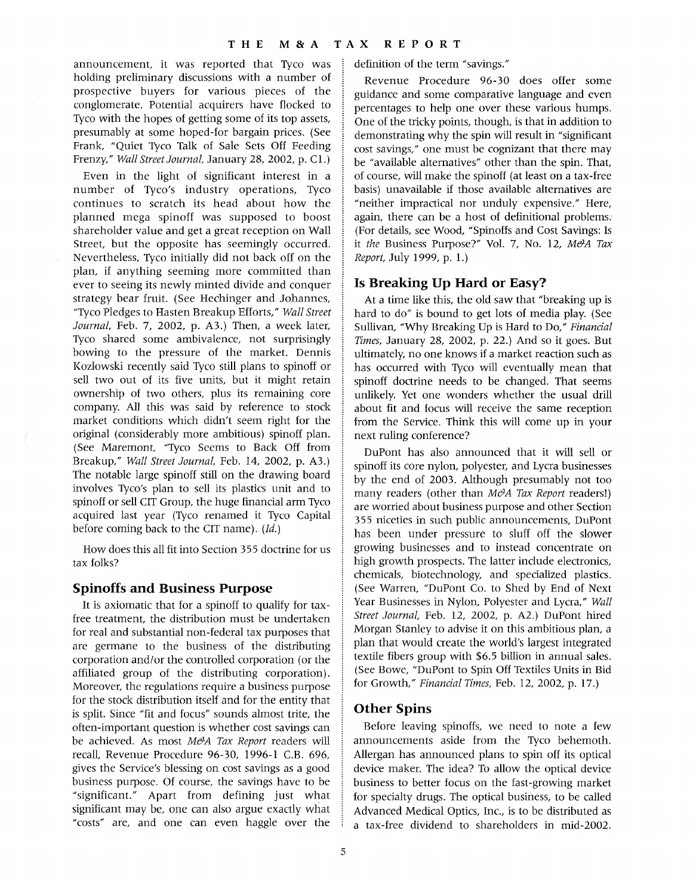announcement, it was reported that Tyco was holding preliminary discussions with a number of prospective buyers for various pieces of the conglomerate. Potential acquirers have flocked to Tyco with the hopes of getting some of its top assets, presumably at some hoped-for bargain prices. (See Frank, "Quiet Tyco Talk of Sale Sets Off Feeding Frenzy," *Wall Street Journal*, January 28, 2002, p. C1.)

Even in the light of significant interest in a number of Tyco's industry operations, Tyco continues to scratch its head about how the planned mega spinoff was supposed to boost shareholder value and get a great reception on Wall Street, but the opposite has seemingly occurred. Nevertheless, Tyco initially did not back off on the plan, if anything seeming more committed than ever to seeing its newly minted divide and conquer strategy bear fruit. (See Hechinger and Johannes, "Tyco Pledges to Hasten Breakup Efforts," *Wall Street Journal*, Feb. 7, 2002, p. A3.) Then, a week later, Tyco shared some ambivalence, not surprisingly bowing to the pressure of the market. Dennis Kozlowski recently said Tyco still plans to spinoff or sell two out of its five units, but it might retain ownership of two others, plus its remaining core company. All this was said by reference to stock market conditions which didn't seem right for the original (considerably more ambitious) spinoff plan. (See Maremont, "Tyco Seems to Back Off from Breakup," *Wall Street Journal*, Feb. 14, 2002, p. A3.) The notable large spinoff still on the drawing board involves Tyco's plan to sell its plastics unit and to spinoff or sell CIT Group, the huge financial arm Tyco acquired last year (Tyco renamed it Tyco Capital before coming back to the CIT name). (*Id.*)

How does this all fit into Section 355 doctrine for us tax folks?

## Spinoffs and Business Purpose

It is axiomatic that for a spinoff to qualify for tax-free treatment, the distribution must be undertaken for real and substantial non-federal tax purposes that are germane to the business of the distributing corporation and/or the controlled corporation (or the affiliated group of the distributing corporation). Moreover, the regulations require a business purpose for the stock distribution itself and for the entity that is split. Since "fit and focus" sounds almost trite, the often-important question is whether cost savings can be achieved. As most *M&A Tax Report* readers will recall, Revenue Procedure 96-30, 1996-1 C.B. 696, gives the Service's blessing on cost savings as a good business purpose. Of course, the savings have to be "significant." Apart from defining just what significant may be, one can also argue exactly what "costs" are, and one can even haggle over the definition of the term "savings."

Revenue Procedure 96-30 does offer some guidance and some comparative language and even percentages to help one over these various humps. One of the tricky points, though, is that in addition to demonstrating why the spin will result in "significant cost savings," one must be cognizant that there may be "available alternatives" other than the spin. That, of course, will make the spinoff (at least on a tax-free basis) unavailable if those available alternatives are "neither impractical nor unduly expensive." Here, again, there can be a host of definitional problems. (For details, see Wood, "Spinoffs and Cost Savings: Is it *the* Business Purpose?" Vol. 7, No. 12, *M&A Tax Report*, July 1999, p. 1.)

## Is Breaking Up Hard or Easy?

At a time like this, the old saw that "breaking up is hard to do" is bound to get lots of media play. (See Sullivan, "Why Breaking Up is Hard to Do," *Financial Times*, January 28, 2002, p. 22.) And so it goes. But ultimately, no one knows if a market reaction such as has occurred with Tyco will eventually mean that spinoff doctrine needs to be changed. That seems unlikely. Yet one wonders whether the usual drill about fit and focus will receive the same reception from the Service. Think this will come up in your next ruling conference?

DuPont has also announced that it will sell or spinoff its core nylon, polyester, and Lycra businesses by the end of 2003. Although presumably not too many readers (other than *M&A Tax Report* readers!) are worried about business purpose and other Section 355 niceties in such public announcements, DuPont has been under pressure to sluff off the slower growing businesses and to instead concentrate on high growth prospects. The latter include electronics, chemicals, biotechnology, and specialized plastics. (See Warren, "DuPont Co. to Shed by End of Next Year Businesses in Nylon, Polyester and Lycra," *Wall Street Journal*, Feb. 12, 2002, p. A2.) DuPont hired Morgan Stanley to advise it on this ambitious plan, a plan that would create the world's largest integrated textile fibers group with $6.5 billion in annual sales. (See Bowe, "DuPont to Spin Off Textiles Units in Bid for Growth," *Financial Times*, Feb. 12, 2002, p. 17.)

## Other Spins

Before leaving spinoffs, we need to note a few announcements aside from the Tyco behemoth. Allergan has announced plans to spin off its optical device maker. The idea? To allow the optical device business to better focus on the fast-growing market for specialty drugs. The optical business, to be called Advanced Medical Optics, Inc., is to be distributed as a tax-free dividend to shareholders in mid-2002.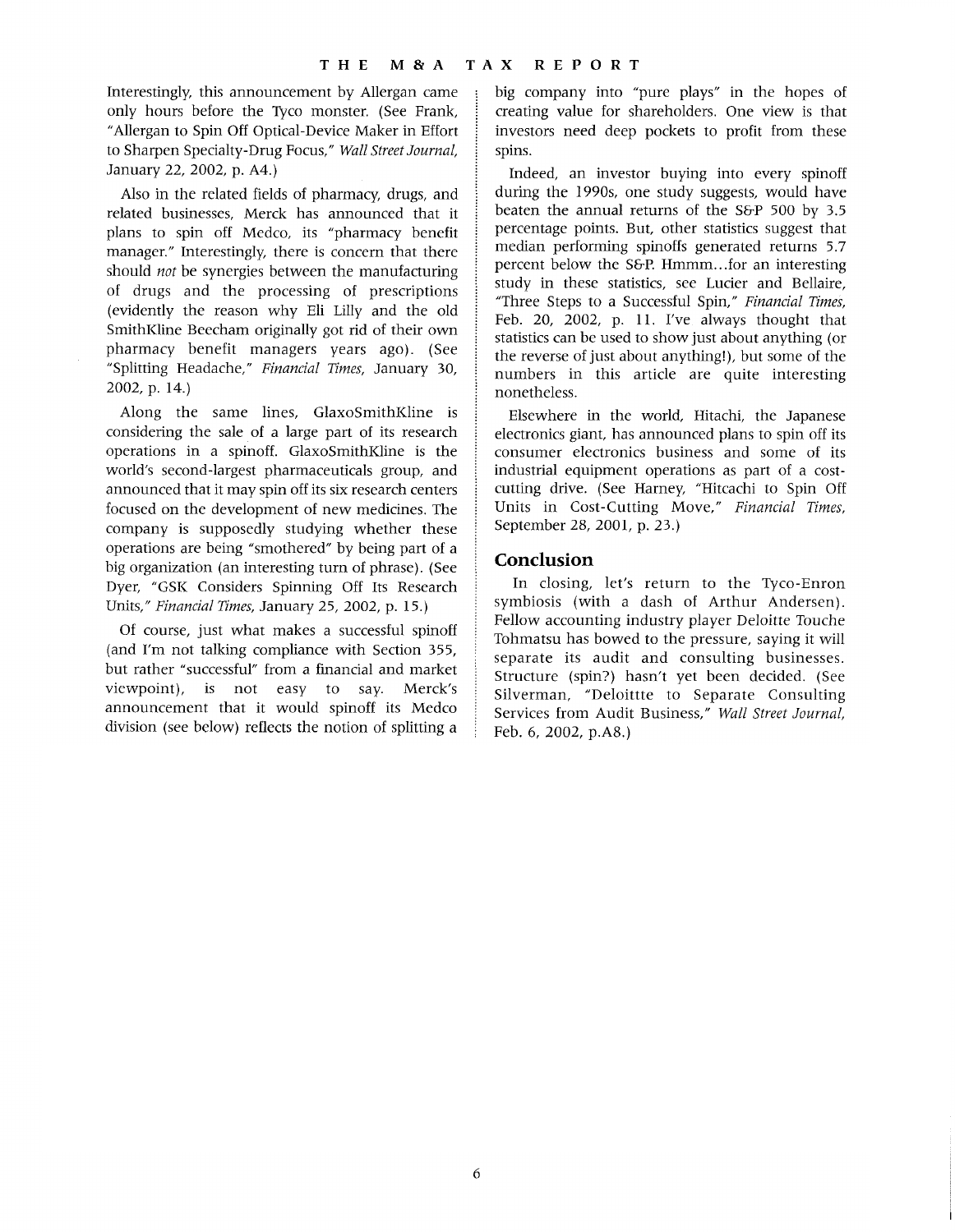Interestingly, this announcement by Allergan came only hours before the Tyco monster. (See Frank, "Allergan to Spin Off Optical-Device Maker in Effort to Sharpen Specialty-Drug Focus," *Wall Street Journal*, January 22, 2002, p. A4.)

Also in the related fields of pharmacy, drugs, and related businesses, Merck has announced that it plans to spin off Medco, its "pharmacy benefit manager." Interestingly, there is concern that there should *not* be synergies between the manufacturing of drugs and the processing of prescriptions (evidently the reason why Eli Lilly and the old SmithKline Beecham originally got rid of their own pharmacy benefit managers years ago). (See "Splitting Headache," *Financial Times*, January 30, 2002, p. 14.)

Along the same lines, GlaxoSmithKline is considering the sale of a large part of its research operations in a spinoff. GlaxoSmithKline is the world's second-largest pharmaceuticals group, and announced that it may spin off its six research centers focused on the development of new medicines. The company is supposedly studying whether these operations are being "smothered" by being part of a big organization (an interesting turn of phrase). (See Dyer, "GSK Considers Spinning Off Its Research Units," *Financial Times*, January 25, 2002, p. 15.)

Of course, just what makes a successful spinoff (and I'm not talking compliance with Section 355, but rather "successful" from a financial and market viewpoint), is not easy to say. Merck's announcement that it would spinoff its Medco division (see below) reflects the notion of splitting a big company into "pure plays" in the hopes of creating value for shareholders. One view is that investors need deep pockets to profit from these spins.

Indeed, an investor buying into every spinoff during the 1990s, one study suggests, would have beaten the annual returns of the S&P 500 by 3.5 percentage points. But, other statistics suggest that median performing spinoffs generated returns 5.7 percent below the S&P. Hmmm...for an interesting study in these statistics, see Lucier and Bellaire, "Three Steps to a Successful Spin," *Financial Times*, Feb. 20, 2002, p. 11. I've always thought that statistics can be used to show just about anything (or the reverse of just about anything!), but some of the numbers in this article are quite interesting nonetheless.

Elsewhere in the world, Hitachi, the Japanese electronics giant, has announced plans to spin off its consumer electronics business and some of its industrial equipment operations as part of a cost-cutting drive. (See Harney, "Hitcachi to Spin Off Units in Cost-Cutting Move," *Financial Times*, September 28, 2001, p. 23.)

## Conclusion

In closing, let's return to the Tyco-Enron symbiosis (with a dash of Arthur Andersen). Fellow accounting industry player Deloitte Touche Tohmatsu has bowed to the pressure, saying it will separate its audit and consulting businesses. Structure (spin?) hasn't yet been decided. (See Silverman, "Deloittte to Separate Consulting Services from Audit Business," *Wall Street Journal*, Feb. 6, 2002, p.A8.)